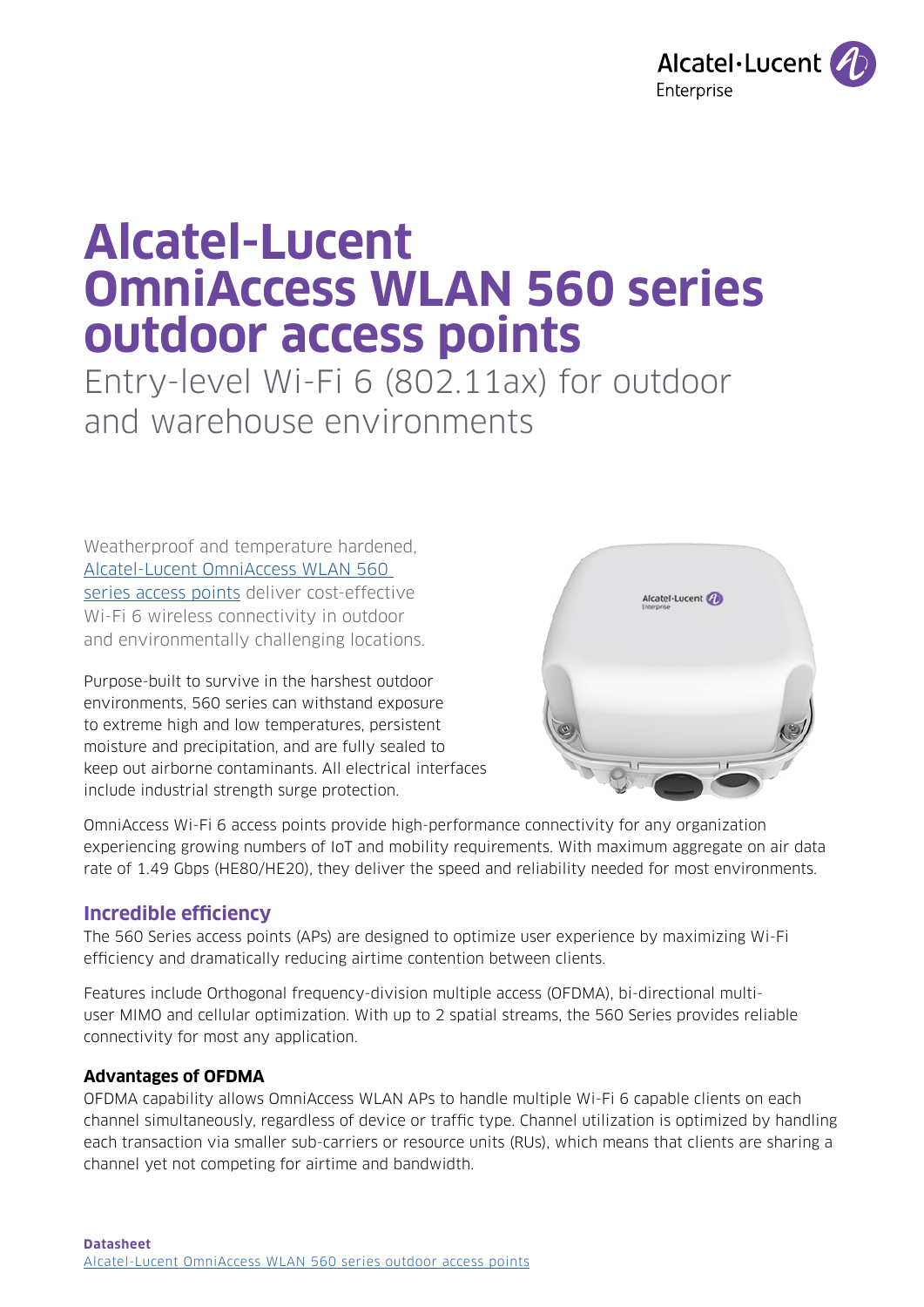# Alcatel-Lucent OmniAccess WLAN 560 series outdoor access points

Entry-level Wi-Fi 6 (802.11ax) for outdoor and warehouse environments

Weatherproof and temperature hardened, [Alcatel-Lucent OmniAccess WLAN 560 series access points] deliver cost-effective Wi-Fi 6 wireless connectivity in outdoor and environmentally challenging locations.

Purpose-built to survive in the harshest outdoor environments, 560 series can withstand exposure to extreme high and low temperatures, persistent moisture and precipitation, and are fully sealed to keep out airborne contaminants. All electrical interfaces include industrial strength surge protection.

OmniAccess Wi-Fi 6 access points provide high-performance connectivity for any organization experiencing growing numbers of IoT and mobility requirements. With maximum aggregate on air data rate of 1.49 Gbps (HE80/HE20), they deliver the speed and reliability needed for most environments.

## Incredible efficiency

The 560 Series access points (APs) are designed to optimize user experience by maximizing Wi-Fi efficiency and dramatically reducing airtime contention between clients.

Features include Orthogonal frequency-division multiple access (OFDMA), bi-directional multi-user MIMO and cellular optimization. With up to 2 spatial streams, the 560 Series provides reliable connectivity for most any application.

### Advantages of OFDMA

OFDMA capability allows OmniAccess WLAN APs to handle multiple Wi-Fi 6 capable clients on each channel simultaneously, regardless of device or traffic type. Channel utilization is optimized by handling each transaction via smaller sub-carriers or resource units (RUs), which means that clients are sharing a channel yet not competing for airtime and bandwidth.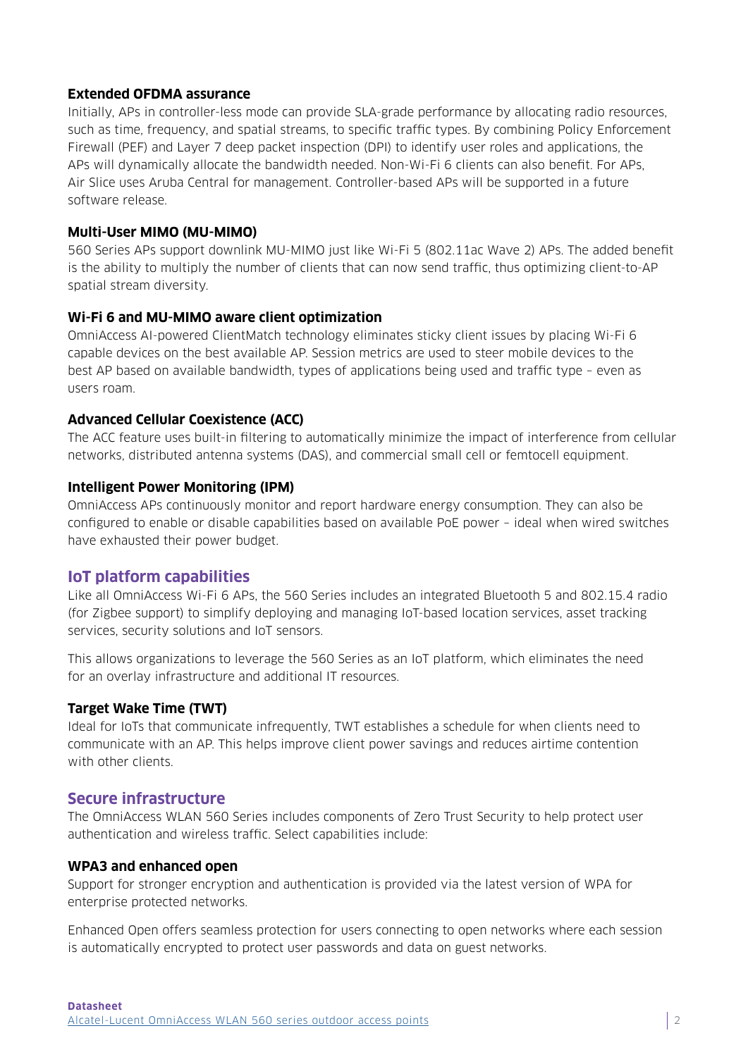**Extended OFDMA assurance**

Initially, APs in controller-less mode can provide SLA-grade performance by allocating radio resources, such as time, frequency, and spatial streams, to specific traffic types. By combining Policy Enforcement Firewall (PEF) and Layer 7 deep packet inspection (DPI) to identify user roles and applications, the APs will dynamically allocate the bandwidth needed. Non-Wi-Fi 6 clients can also benefit. For APs, Air Slice uses Aruba Central for management. Controller-based APs will be supported in a future software release.

**Multi-User MIMO (MU-MIMO)**

560 Series APs support downlink MU-MIMO just like Wi-Fi 5 (802.11ac Wave 2) APs. The added benefit is the ability to multiply the number of clients that can now send traffic, thus optimizing client-to-AP spatial stream diversity.

**Wi-Fi 6 and MU-MIMO aware client optimization**

OmniAccess AI-powered ClientMatch technology eliminates sticky client issues by placing Wi-Fi 6 capable devices on the best available AP. Session metrics are used to steer mobile devices to the best AP based on available bandwidth, types of applications being used and traffic type – even as users roam.

**Advanced Cellular Coexistence (ACC)**

The ACC feature uses built-in filtering to automatically minimize the impact of interference from cellular networks, distributed antenna systems (DAS), and commercial small cell or femtocell equipment.

**Intelligent Power Monitoring (IPM)**

OmniAccess APs continuously monitor and report hardware energy consumption. They can also be configured to enable or disable capabilities based on available PoE power – ideal when wired switches have exhausted their power budget.

## IoT platform capabilities

Like all OmniAccess Wi-Fi 6 APs, the 560 Series includes an integrated Bluetooth 5 and 802.15.4 radio (for Zigbee support) to simplify deploying and managing IoT-based location services, asset tracking services, security solutions and IoT sensors.

This allows organizations to leverage the 560 Series as an IoT platform, which eliminates the need for an overlay infrastructure and additional IT resources.

**Target Wake Time (TWT)**

Ideal for IoTs that communicate infrequently, TWT establishes a schedule for when clients need to communicate with an AP. This helps improve client power savings and reduces airtime contention with other clients.

## Secure infrastructure

The OmniAccess WLAN 560 Series includes components of Zero Trust Security to help protect user authentication and wireless traffic. Select capabilities include:

**WPA3 and enhanced open**

Support for stronger encryption and authentication is provided via the latest version of WPA for enterprise protected networks.

Enhanced Open offers seamless protection for users connecting to open networks where each session is automatically encrypted to protect user passwords and data on guest networks.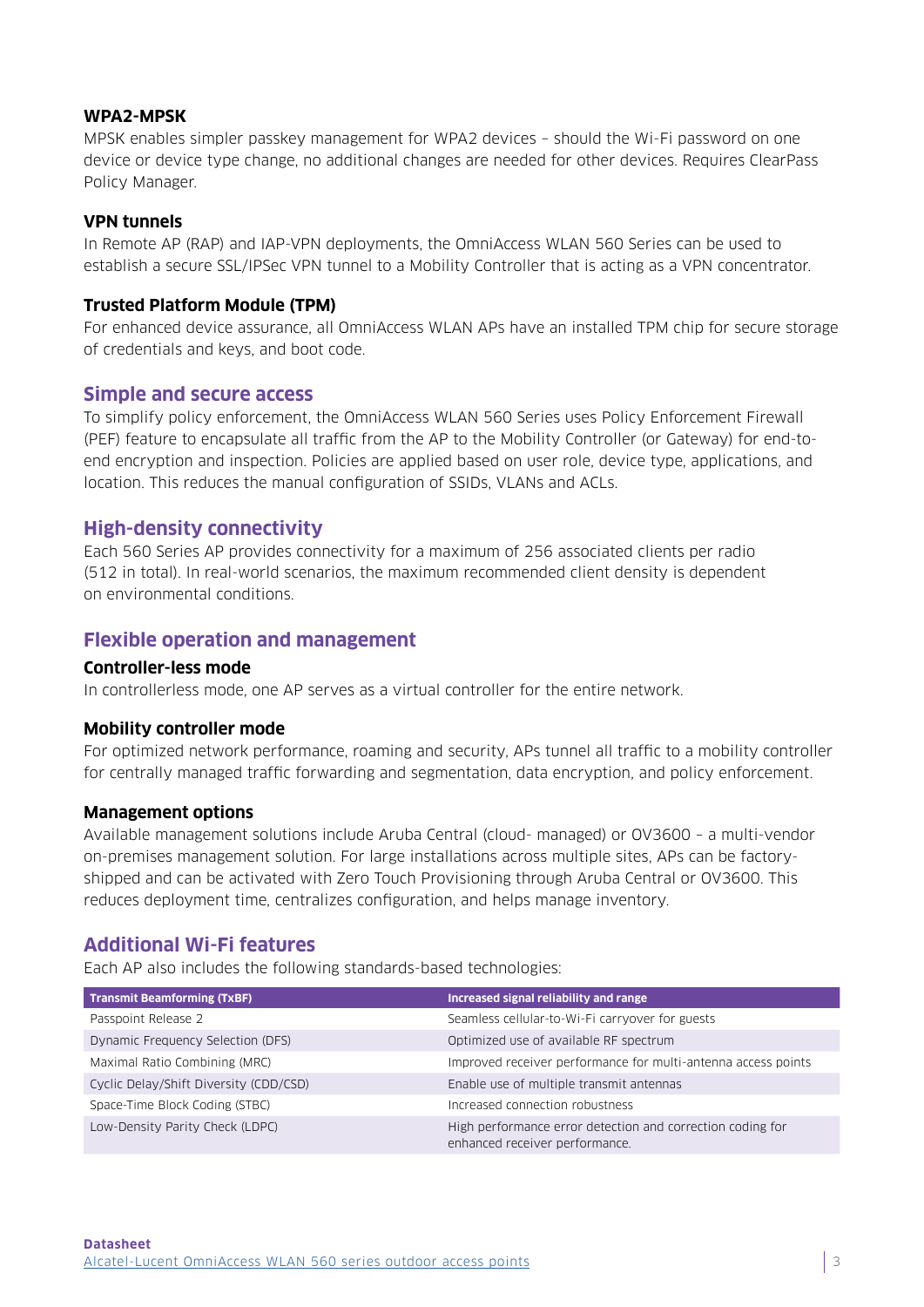### WPA2-MPSK

MPSK enables simpler passkey management for WPA2 devices – should the Wi-Fi password on one device or device type change, no additional changes are needed for other devices. Requires ClearPass Policy Manager.

### VPN tunnels

In Remote AP (RAP) and IAP-VPN deployments, the OmniAccess WLAN 560 Series can be used to establish a secure SSL/IPSec VPN tunnel to a Mobility Controller that is acting as a VPN concentrator.

### Trusted Platform Module (TPM)

For enhanced device assurance, all OmniAccess WLAN APs have an installed TPM chip for secure storage of credentials and keys, and boot code.

## Simple and secure access

To simplify policy enforcement, the OmniAccess WLAN 560 Series uses Policy Enforcement Firewall (PEF) feature to encapsulate all traffic from the AP to the Mobility Controller (or Gateway) for end-to-end encryption and inspection. Policies are applied based on user role, device type, applications, and location. This reduces the manual configuration of SSIDs, VLANs and ACLs.

## High-density connectivity

Each 560 Series AP provides connectivity for a maximum of 256 associated clients per radio (512 in total). In real-world scenarios, the maximum recommended client density is dependent on environmental conditions.

## Flexible operation and management

### Controller-less mode

In controllerless mode, one AP serves as a virtual controller for the entire network.

### Mobility controller mode

For optimized network performance, roaming and security, APs tunnel all traffic to a mobility controller for centrally managed traffic forwarding and segmentation, data encryption, and policy enforcement.

### Management options

Available management solutions include Aruba Central (cloud- managed) or OV3600 – a multi-vendor on-premises management solution. For large installations across multiple sites, APs can be factory-shipped and can be activated with Zero Touch Provisioning through Aruba Central or OV3600. This reduces deployment time, centralizes configuration, and helps manage inventory.

## Additional Wi-Fi features

Each AP also includes the following standards-based technologies:

| Transmit Beamforming (TxBF) | Increased signal reliability and range |
|---|---|
| Passpoint Release 2 | Seamless cellular-to-Wi-Fi carryover for guests |
| Dynamic Frequency Selection (DFS) | Optimized use of available RF spectrum |
| Maximal Ratio Combining (MRC) | Improved receiver performance for multi-antenna access points |
| Cyclic Delay/Shift Diversity (CDD/CSD) | Enable use of multiple transmit antennas |
| Space-Time Block Coding (STBC) | Increased connection robustness |
| Low-Density Parity Check (LDPC) | High performance error detection and correction coding for enhanced receiver performance. |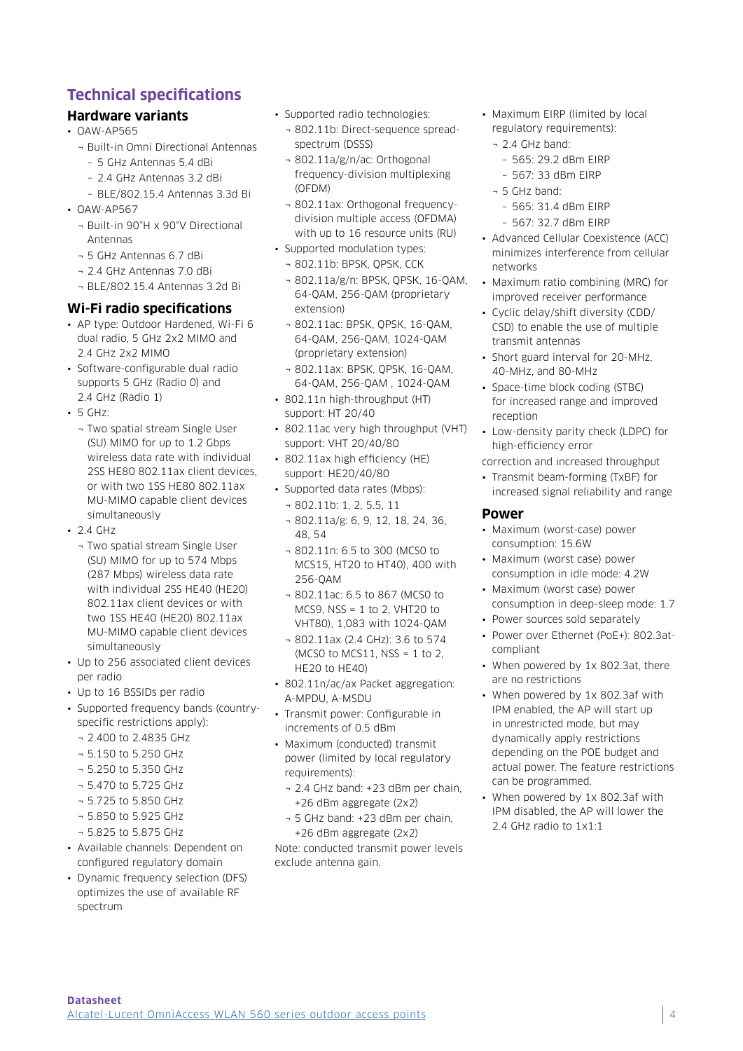## Technical specifications

### Hardware variants

- OAW-AP565
  - Built-in Omni Directional Antennas
    - 5 GHz Antennas 5.4 dBi
    - 2.4 GHz Antennas 3.2 dBi
    - BLE/802.15.4 Antennas 3.3d Bi
- OAW-AP567
  - Built-in 90°H x 90°V Directional Antennas
  - 5 GHz Antennas 6.7 dBi
  - 2.4 GHz Antennas 7.0 dBi
  - BLE/802.15.4 Antennas 3.2d Bi

### Wi-Fi radio specifications

- AP type: Outdoor Hardened, Wi-Fi 6 dual radio, 5 GHz 2x2 MIMO and 2.4 GHz 2x2 MIMO
- Software-configurable dual radio supports 5 GHz (Radio 0) and 2.4 GHz (Radio 1)
- 5 GHz:
  - Two spatial stream Single User (SU) MIMO for up to 1.2 Gbps wireless data rate with individual 2SS HE80 802.11ax client devices, or with two 1SS HE80 802.11ax MU-MIMO capable client devices simultaneously
- 2.4 GHz
  - Two spatial stream Single User (SU) MIMO for up to 574 Mbps (287 Mbps) wireless data rate with individual 2SS HE40 (HE20) 802.11ax client devices or with two 1SS HE40 (HE20) 802.11ax MU-MIMO capable client devices simultaneously
- Up to 256 associated client devices per radio
- Up to 16 BSSIDs per radio
- Supported frequency bands (country-specific restrictions apply):
  - 2.400 to 2.4835 GHz
  - 5.150 to 5.250 GHz
  - 5.250 to 5.350 GHz
  - 5.470 to 5.725 GHz
  - 5.725 to 5.850 GHz
  - 5.850 to 5.925 GHz
  - 5.825 to 5.875 GHz
- Available channels: Dependent on configured regulatory domain
- Dynamic frequency selection (DFS) optimizes the use of available RF spectrum
- Supported radio technologies:
  - 802.11b: Direct-sequence spread-spectrum (DSSS)
  - 802.11a/g/n/ac: Orthogonal frequency-division multiplexing (OFDM)
  - 802.11ax: Orthogonal frequency-division multiple access (OFDMA) with up to 16 resource units (RU)
- Supported modulation types:
  - 802.11b: BPSK, QPSK, CCK
  - 802.11a/g/n: BPSK, QPSK, 16-QAM, 64-QAM, 256-QAM (proprietary extension)
  - 802.11ac: BPSK, QPSK, 16-QAM, 64-QAM, 256-QAM, 1024-QAM (proprietary extension)
  - 802.11ax: BPSK, QPSK, 16-QAM, 64-QAM, 256-QAM , 1024-QAM
- 802.11n high-throughput (HT) support: HT 20/40
- 802.11ac very high throughput (VHT) support: VHT 20/40/80
- 802.11ax high efficiency (HE) support: HE20/40/80
- Supported data rates (Mbps):
  - 802.11b: 1, 2, 5.5, 11
  - 802.11a/g: 6, 9, 12, 18, 24, 36, 48, 54
  - 802.11n: 6.5 to 300 (MCS0 to MCS15, HT20 to HT40), 400 with 256-QAM
  - 802.11ac: 6.5 to 867 (MCS0 to MCS9, NSS = 1 to 2, VHT20 to VHT80), 1,083 with 1024-QAM
  - 802.11ax (2.4 GHz): 3.6 to 574 (MCS0 to MCS11, NSS = 1 to 2, HE20 to HE40)
- 802.11n/ac/ax Packet aggregation: A-MPDU, A-MSDU
- Transmit power: Configurable in increments of 0.5 dBm
- Maximum (conducted) transmit power (limited by local regulatory requirements):
  - 2.4 GHz band: +23 dBm per chain, +26 dBm aggregate (2x2)
  - 5 GHz band: +23 dBm per chain, +26 dBm aggregate (2x2)

Note: conducted transmit power levels exclude antenna gain.

- Maximum EIRP (limited by local regulatory requirements):
  - 2.4 GHz band:
    - 565: 29.2 dBm EIRP
    - 567: 33 dBm EIRP
  - 5 GHz band:
    - 565: 31.4 dBm EIRP
    - 567: 32.7 dBm EIRP
- Advanced Cellular Coexistence (ACC) minimizes interference from cellular networks
- Maximum ratio combining (MRC) for improved receiver performance
- Cyclic delay/shift diversity (CDD/CSD) to enable the use of multiple transmit antennas
- Short guard interval for 20-MHz, 40-MHz, and 80-MHz
- Space-time block coding (STBC) for increased range and improved reception
- Low-density parity check (LDPC) for high-efficiency error

correction and increased throughput

- Transmit beam-forming (TxBF) for increased signal reliability and range

### Power

- Maximum (worst-case) power consumption: 15.6W
- Maximum (worst case) power consumption in idle mode: 4.2W
- Maximum (worst case) power consumption in deep-sleep mode: 1.7
- Power sources sold separately
- Power over Ethernet (PoE+): 802.3at-compliant
- When powered by 1x 802.3at, there are no restrictions
- When powered by 1x 802.3af with IPM enabled, the AP will start up in unrestricted mode, but may dynamically apply restrictions depending on the POE budget and actual power. The feature restrictions can be programmed.
- When powered by 1x 802.3af with IPM disabled, the AP will lower the 2.4 GHz radio to 1x1:1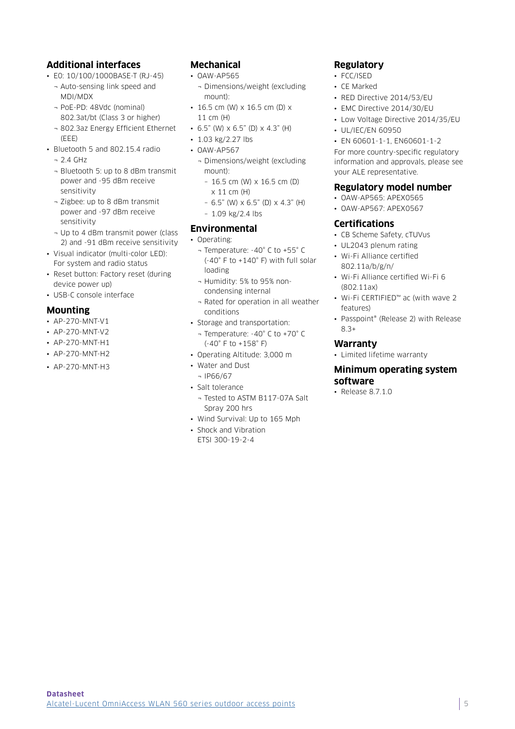## Additional interfaces

- E0: 10/100/1000BASE-T (RJ-45)
  - Auto-sensing link speed and MDI/MDX
  - PoE-PD: 48Vdc (nominal) 802.3at/bt (Class 3 or higher)
  - 802.3az Energy Efficient Ethernet (EEE)
- Bluetooth 5 and 802.15.4 radio
  - 2.4 GHz
  - Bluetooth 5: up to 8 dBm transmit power and -95 dBm receive sensitivity
  - Zigbee: up to 8 dBm transmit power and -97 dBm receive sensitivity
  - Up to 4 dBm transmit power (class 2) and -91 dBm receive sensitivity
- Visual indicator (multi-color LED): For system and radio status
- Reset button: Factory reset (during device power up)
- USB-C console interface

## Mounting

- AP-270-MNT-V1
- AP-270-MNT-V2
- AP-270-MNT-H1
- AP-270-MNT-H2
- AP-270-MNT-H3

## Mechanical

- OAW-AP565
  - Dimensions/weight (excluding mount):
- 16.5 cm (W) x 16.5 cm (D) x 11 cm (H)
- 6.5" (W) x 6.5" (D) x 4.3" (H)
- 1.03 kg/2.27 lbs
- OAW-AP567
  - Dimensions/weight (excluding mount):
    - 16.5 cm (W) x 16.5 cm (D) x 11 cm (H)
    - 6.5" (W) x 6.5" (D) x 4.3" (H)
    - 1.09 kg/2.4 lbs

## Environmental

- Operating:
  - Temperature: -40° C to +55° C (-40° F to +140° F) with full solar loading
  - Humidity: 5% to 95% non-condensing internal
  - Rated for operation in all weather conditions
- Storage and transportation:
  - Temperature: -40° C to +70° C (-40° F to +158° F)
- Operating Altitude: 3,000 m
- Water and Dust
  - IP66/67
- Salt tolerance
  - Tested to ASTM B117-07A Salt Spray 200 hrs
- Wind Survival: Up to 165 Mph
- Shock and Vibration ETSI 300-19-2-4

## Regulatory

- FCC/ISED
- CE Marked
- RED Directive 2014/53/EU
- EMC Directive 2014/30/EU
- Low Voltage Directive 2014/35/EU
- UL/IEC/EN 60950
- EN 60601-1-1, EN60601-1-2

For more country-specific regulatory information and approvals, please see your ALE representative.

## Regulatory model number

- OAW-AP565: APEX0565
- OAW-AP567: APEX0567

## Certifications

- CB Scheme Safety, cTUVus
- UL2043 plenum rating
- Wi-Fi Alliance certified 802.11a/b/g/n/
- Wi-Fi Alliance certified Wi-Fi 6 (802.11ax)
- Wi-Fi CERTIFIED™ ac (with wave 2 features)
- Passpoint® (Release 2) with Release 8.3+

## Warranty

- Limited lifetime warranty

## Minimum operating system software

- Release 8.7.1.0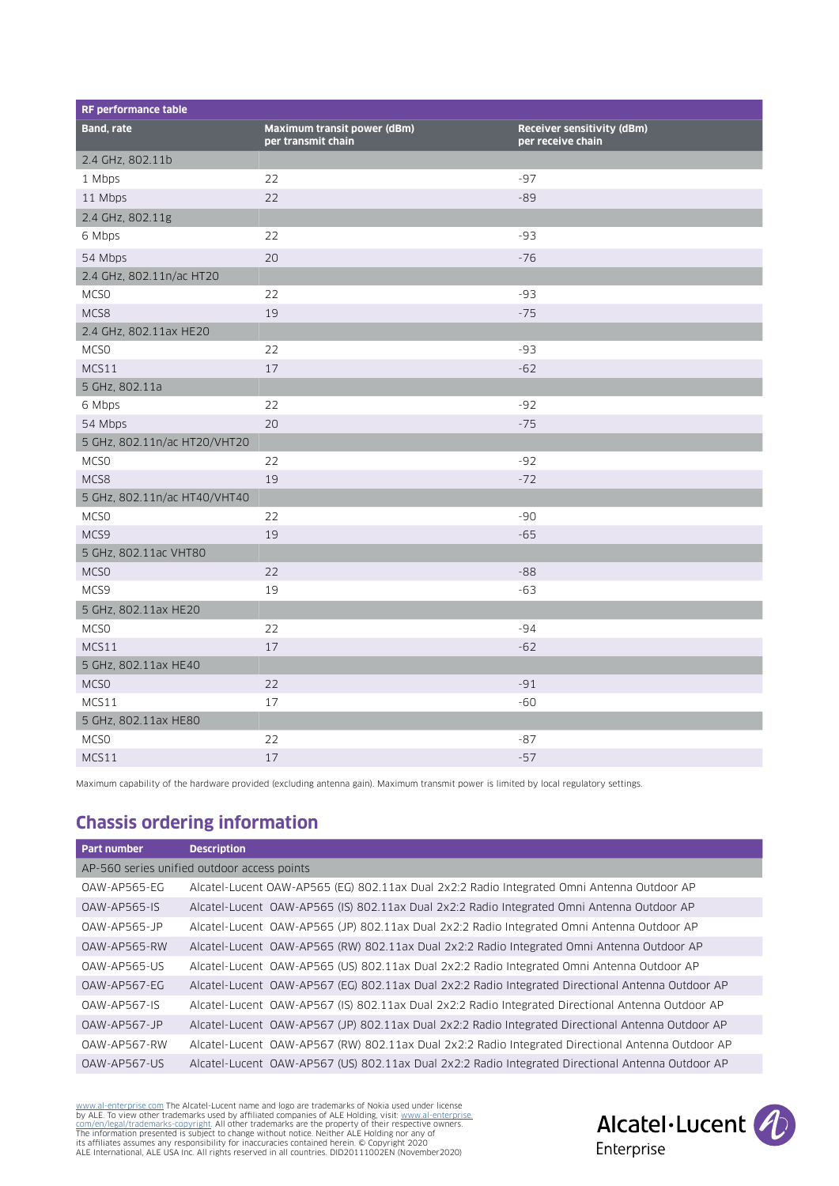| RF performance table | | |
|---|---|---|
| **Band, rate** | **Maximum transit power (dBm) per transmit chain** | **Receiver sensitivity (dBm) per receive chain** |
| 2.4 GHz, 802.11b | | |
| 1 Mbps | 22 | -97 |
| 11 Mbps | 22 | -89 |
| 2.4 GHz, 802.11g | | |
| 6 Mbps | 22 | -93 |
| 54 Mbps | 20 | -76 |
| 2.4 GHz, 802.11n/ac HT20 | | |
| MCS0 | 22 | -93 |
| MCS8 | 19 | -75 |
| 2.4 GHz, 802.11ax HE20 | | |
| MCS0 | 22 | -93 |
| MCS11 | 17 | -62 |
| 5 GHz, 802.11a | | |
| 6 Mbps | 22 | -92 |
| 54 Mbps | 20 | -75 |
| 5 GHz, 802.11n/ac HT20/VHT20 | | |
| MCS0 | 22 | -92 |
| MCS8 | 19 | -72 |
| 5 GHz, 802.11n/ac HT40/VHT40 | | |
| MCS0 | 22 | -90 |
| MCS9 | 19 | -65 |
| 5 GHz, 802.11ac VHT80 | | |
| MCS0 | 22 | -88 |
| MCS9 | 19 | -63 |
| 5 GHz, 802.11ax HE20 | | |
| MCS0 | 22 | -94 |
| MCS11 | 17 | -62 |
| 5 GHz, 802.11ax HE40 | | |
| MCS0 | 22 | -91 |
| MCS11 | 17 | -60 |
| 5 GHz, 802.11ax HE80 | | |
| MCS0 | 22 | -87 |
| MCS11 | 17 | -57 |

Maximum capability of the hardware provided (excluding antenna gain). Maximum transmit power is limited by local regulatory settings.

## Chassis ordering information

| Part number | Description |
|---|---|
| AP-560 series unified outdoor access points | |
| OAW-AP565-EG | Alcatel-Lucent OAW-AP565 (EG) 802.11ax Dual 2x2:2 Radio Integrated Omni Antenna Outdoor AP |
| OAW-AP565-IS | Alcatel-Lucent OAW-AP565 (IS) 802.11ax Dual 2x2:2 Radio Integrated Omni Antenna Outdoor AP |
| OAW-AP565-JP | Alcatel-Lucent OAW-AP565 (JP) 802.11ax Dual 2x2:2 Radio Integrated Omni Antenna Outdoor AP |
| OAW-AP565-RW | Alcatel-Lucent OAW-AP565 (RW) 802.11ax Dual 2x2:2 Radio Integrated Omni Antenna Outdoor AP |
| OAW-AP565-US | Alcatel-Lucent OAW-AP565 (US) 802.11ax Dual 2x2:2 Radio Integrated Omni Antenna Outdoor AP |
| OAW-AP567-EG | Alcatel-Lucent OAW-AP567 (EG) 802.11ax Dual 2x2:2 Radio Integrated Directional Antenna Outdoor AP |
| OAW-AP567-IS | Alcatel-Lucent OAW-AP567 (IS) 802.11ax Dual 2x2:2 Radio Integrated Directional Antenna Outdoor AP |
| OAW-AP567-JP | Alcatel-Lucent OAW-AP567 (JP) 802.11ax Dual 2x2:2 Radio Integrated Directional Antenna Outdoor AP |
| OAW-AP567-RW | Alcatel-Lucent OAW-AP567 (RW) 802.11ax Dual 2x2:2 Radio Integrated Directional Antenna Outdoor AP |
| OAW-AP567-US | Alcatel-Lucent OAW-AP567 (US) 802.11ax Dual 2x2:2 Radio Integrated Directional Antenna Outdoor AP |

www.al-enterprise.com The Alcatel-Lucent name and logo are trademarks of Nokia used under license by ALE. To view other trademarks used by affiliated companies of ALE Holding, visit: www.al-enterprise.com/en/legal/trademarks-copyright. All other trademarks are the property of their respective owners. The information presented is subject to change without notice. Neither ALE Holding nor any of its affiliates assumes any responsibility for inaccuracies contained herein. © Copyright 2020 ALE International, ALE USA Inc. All rights reserved in all countries. DID20111002EN (November2020)

Alcatel·Lucent Enterprise